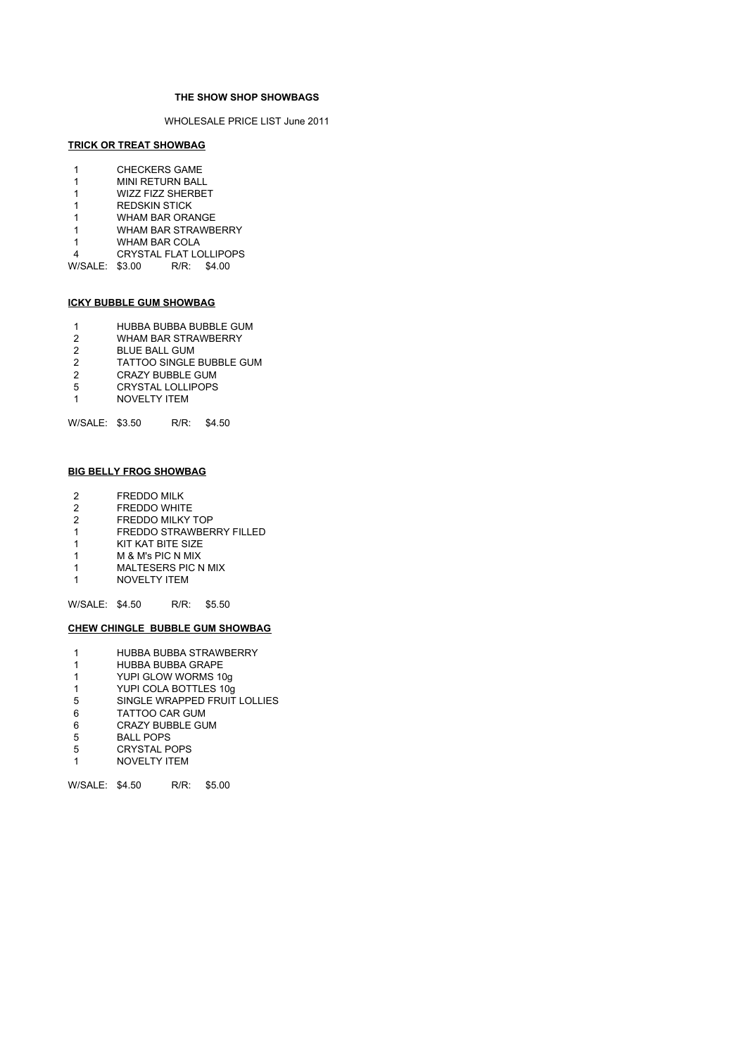# THE SHOW SHOP SHOWBAGS

WHOLESALE PRICE LIST June 2011

## TRICK OR TREAT SHOWBAG

| | |
|---|---|
| 1 | CHECKERS GAME |
| 1 | MINI RETURN BALL |
| 1 | WIZZ FIZZ SHERBET |
| 1 | REDSKIN STICK |
| 1 | WHAM BAR ORANGE |
| 1 | WHAM BAR STRAWBERRY |
| 1 | WHAM BAR COLA |
| 4 | CRYSTAL FLAT LOLLIPOPS |

W/SALE: $3.00 R/R: $4.00

## ICKY BUBBLE GUM SHOWBAG

| | |
|---|---|
| 1 | HUBBA BUBBA BUBBLE GUM |
| 2 | WHAM BAR STRAWBERRY |
| 2 | BLUE BALL GUM |
| 2 | TATTOO SINGLE BUBBLE GUM |
| 2 | CRAZY BUBBLE GUM |
| 5 | CRYSTAL LOLLIPOPS |
| 1 | NOVELTY ITEM |

W/SALE: $3.50 R/R: $4.50

## BIG BELLY FROG SHOWBAG

| | |
|---|---|
| 2 | FREDDO MILK |
| 2 | FREDDO WHITE |
| 2 | FREDDO MILKY TOP |
| 1 | FREDDO STRAWBERRY FILLED |
| 1 | KIT KAT BITE SIZE |
| 1 | M & M's PIC N MIX |
| 1 | MALTESERS PIC N MIX |
| 1 | NOVELTY ITEM |

W/SALE: $4.50 R/R: $5.50

## CHEW CHINGLE BUBBLE GUM SHOWBAG

| | |
|---|---|
| 1 | HUBBA BUBBA STRAWBERRY |
| 1 | HUBBA BUBBA GRAPE |
| 1 | YUPI GLOW WORMS 10g |
| 1 | YUPI COLA BOTTLES 10g |
| 5 | SINGLE WRAPPED FRUIT LOLLIES |
| 6 | TATTOO CAR GUM |
| 6 | CRAZY BUBBLE GUM |
| 5 | BALL POPS |
| 5 | CRYSTAL POPS |
| 1 | NOVELTY ITEM |

W/SALE: $4.50 R/R: $5.00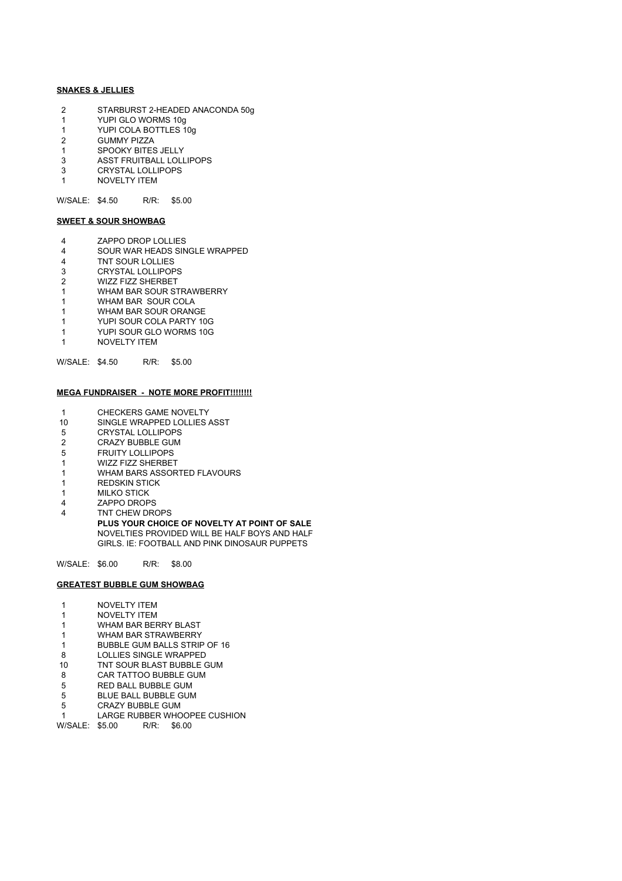**SNAKES & JELLIES**

| | |
|---|---|
| 2 | STARBURST 2-HEADED ANACONDA 50g |
| 1 | YUPI GLO WORMS 10g |
| 1 | YUPI COLA BOTTLES 10g |
| 2 | GUMMY PIZZA |
| 1 | SPOOKY BITES JELLY |
| 3 | ASST FRUITBALL LOLLIPOPS |
| 3 | CRYSTAL LOLLIPOPS |
| 1 | NOVELTY ITEM |

W/SALE: $4.50 R/R: $5.00

**SWEET & SOUR SHOWBAG**

| | |
|---|---|
| 4 | ZAPPO DROP LOLLIES |
| 4 | SOUR WAR HEADS SINGLE WRAPPED |
| 4 | TNT SOUR LOLLIES |
| 3 | CRYSTAL LOLLIPOPS |
| 2 | WIZZ FIZZ SHERBET |
| 1 | WHAM BAR SOUR STRAWBERRY |
| 1 | WHAM BAR SOUR COLA |
| 1 | WHAM BAR SOUR ORANGE |
| 1 | YUPI SOUR COLA PARTY 10G |
| 1 | YUPI SOUR GLO WORMS 10G |
| 1 | NOVELTY ITEM |

W/SALE: $4.50 R/R: $5.00

**MEGA FUNDRAISER - NOTE MORE PROFIT!!!!!!!!**

| | |
|---|---|
| 1 | CHECKERS GAME NOVELTY |
| 10 | SINGLE WRAPPED LOLLIES ASST |
| 5 | CRYSTAL LOLLIPOPS |
| 2 | CRAZY BUBBLE GUM |
| 5 | FRUITY LOLLIPOPS |
| 1 | WIZZ FIZZ SHERBET |
| 1 | WHAM BARS ASSORTED FLAVOURS |
| 1 | REDSKIN STICK |
| 1 | MILKO STICK |
| 4 | ZAPPO DROPS |
| 4 | TNT CHEW DROPS |

**PLUS YOUR CHOICE OF NOVELTY AT POINT OF SALE**
NOVELTIES PROVIDED WILL BE HALF BOYS AND HALF GIRLS. IE: FOOTBALL AND PINK DINOSAUR PUPPETS

W/SALE: $6.00 R/R: $8.00

**GREATEST BUBBLE GUM SHOWBAG**

| | |
|---|---|
| 1 | NOVELTY ITEM |
| 1 | NOVELTY ITEM |
| 1 | WHAM BAR BERRY BLAST |
| 1 | WHAM BAR STRAWBERRY |
| 1 | BUBBLE GUM BALLS STRIP OF 16 |
| 8 | LOLLIES SINGLE WRAPPED |
| 10 | TNT SOUR BLAST BUBBLE GUM |
| 8 | CAR TATTOO BUBBLE GUM |
| 5 | RED BALL BUBBLE GUM |
| 5 | BLUE BALL BUBBLE GUM |
| 5 | CRAZY BUBBLE GUM |
| 1 | LARGE RUBBER WHOOPEE CUSHION |

W/SALE: $5.00 R/R: $6.00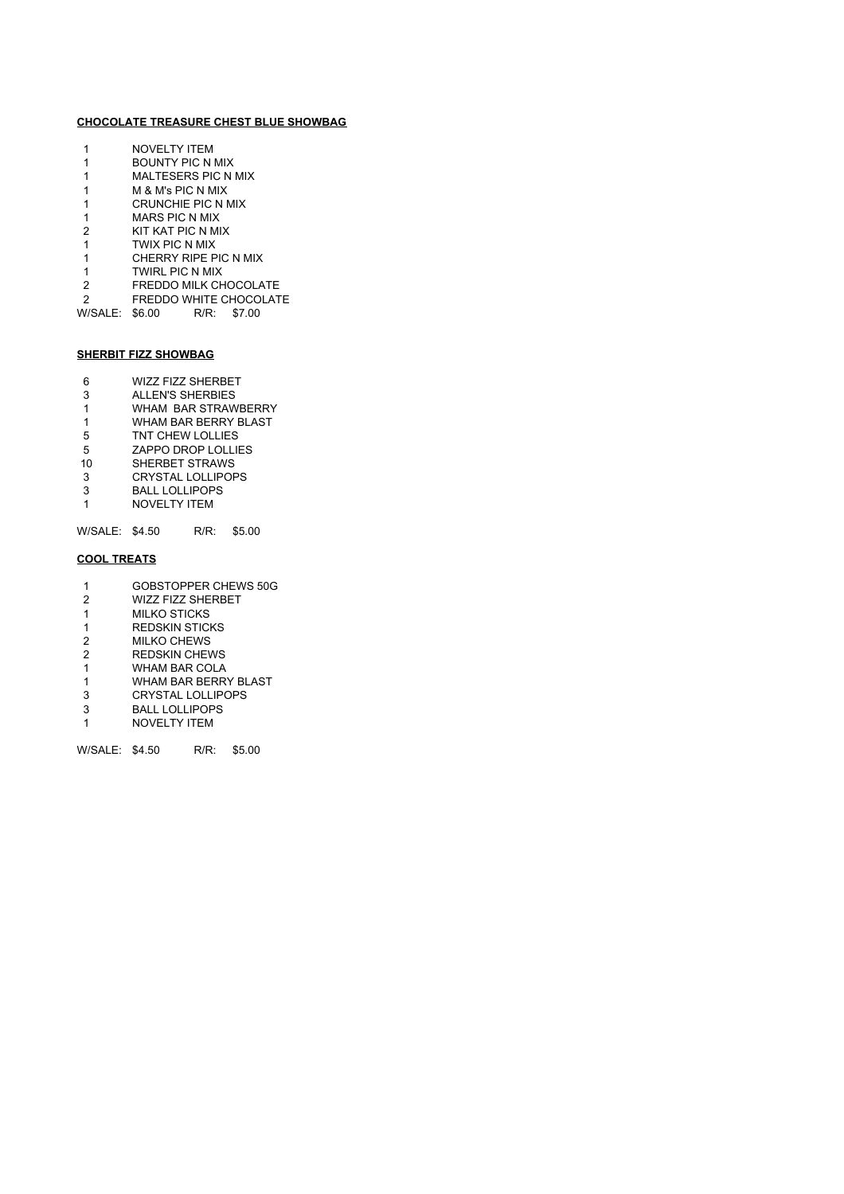**CHOCOLATE TREASURE CHEST BLUE SHOWBAG**

| Qty | Item |
|---|---|
| 1 | NOVELTY ITEM |
| 1 | BOUNTY PIC N MIX |
| 1 | MALTESERS PIC N MIX |
| 1 | M & M's PIC N MIX |
| 1 | CRUNCHIE PIC N MIX |
| 1 | MARS PIC N MIX |
| 2 | KIT KAT PIC N MIX |
| 1 | TWIX PIC N MIX |
| 1 | CHERRY RIPE PIC N MIX |
| 1 | TWIRL PIC N MIX |
| 2 | FREDDO MILK CHOCOLATE |
| 2 | FREDDO WHITE CHOCOLATE |

W/SALE: $6.00 R/R: $7.00

**SHERBIT FIZZ SHOWBAG**

| Qty | Item |
|---|---|
| 6 | WIZZ FIZZ SHERBET |
| 3 | ALLEN'S SHERBIES |
| 1 | WHAM BAR STRAWBERRY |
| 1 | WHAM BAR BERRY BLAST |
| 5 | TNT CHEW LOLLIES |
| 5 | ZAPPO DROP LOLLIES |
| 10 | SHERBET STRAWS |
| 3 | CRYSTAL LOLLIPOPS |
| 3 | BALL LOLLIPOPS |
| 1 | NOVELTY ITEM |

W/SALE: $4.50 R/R: $5.00

**COOL TREATS**

| Qty | Item |
|---|---|
| 1 | GOBSTOPPER CHEWS 50G |
| 2 | WIZZ FIZZ SHERBET |
| 1 | MILKO STICKS |
| 1 | REDSKIN STICKS |
| 2 | MILKO CHEWS |
| 2 | REDSKIN CHEWS |
| 1 | WHAM BAR COLA |
| 1 | WHAM BAR BERRY BLAST |
| 3 | CRYSTAL LOLLIPOPS |
| 3 | BALL LOLLIPOPS |
| 1 | NOVELTY ITEM |

W/SALE: $4.50 R/R: $5.00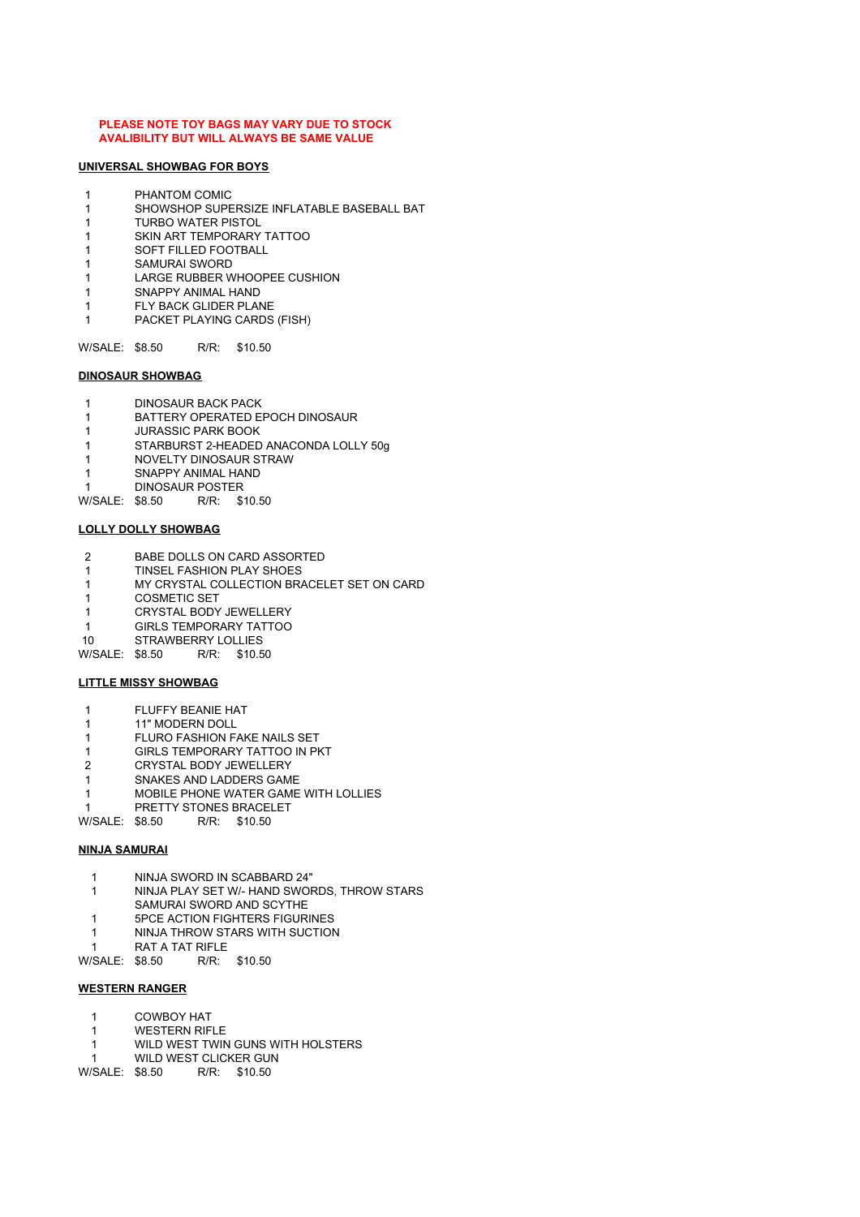**PLEASE NOTE TOY BAGS MAY VARY DUE TO STOCK AVALIBILITY BUT WILL ALWAYS BE SAME VALUE**

## UNIVERSAL SHOWBAG FOR BOYS

| | |
|---|---|
| 1 | PHANTOM COMIC |
| 1 | SHOWSHOP SUPERSIZE INFLATABLE BASEBALL BAT |
| 1 | TURBO WATER PISTOL |
| 1 | SKIN ART TEMPORARY TATTOO |
| 1 | SOFT FILLED FOOTBALL |
| 1 | SAMURAI SWORD |
| 1 | LARGE RUBBER WHOOPEE CUSHION |
| 1 | SNAPPY ANIMAL HAND |
| 1 | FLY BACK GLIDER PLANE |
| 1 | PACKET PLAYING CARDS (FISH) |

W/SALE: $8.50 R/R: $10.50

## DINOSAUR SHOWBAG

| | |
|---|---|
| 1 | DINOSAUR BACK PACK |
| 1 | BATTERY OPERATED EPOCH DINOSAUR |
| 1 | JURASSIC PARK BOOK |
| 1 | STARBURST 2-HEADED ANACONDA LOLLY 50g |
| 1 | NOVELTY DINOSAUR STRAW |
| 1 | SNAPPY ANIMAL HAND |
| 1 | DINOSAUR POSTER |

W/SALE: $8.50 R/R: $10.50

## LOLLY DOLLY SHOWBAG

| | |
|---|---|
| 2 | BABE DOLLS ON CARD ASSORTED |
| 1 | TINSEL FASHION PLAY SHOES |
| 1 | MY CRYSTAL COLLECTION BRACELET SET ON CARD |
| 1 | COSMETIC SET |
| 1 | CRYSTAL BODY JEWELLERY |
| 1 | GIRLS TEMPORARY TATTOO |
| 10 | STRAWBERRY LOLLIES |

W/SALE: $8.50 R/R: $10.50

## LITTLE MISSY SHOWBAG

| | |
|---|---|
| 1 | FLUFFY BEANIE HAT |
| 1 | 11" MODERN DOLL |
| 1 | FLURO FASHION FAKE NAILS SET |
| 1 | GIRLS TEMPORARY TATTOO IN PKT |
| 2 | CRYSTAL BODY JEWELLERY |
| 1 | SNAKES AND LADDERS GAME |
| 1 | MOBILE PHONE WATER GAME WITH LOLLIES |
| 1 | PRETTY STONES BRACELET |

W/SALE: $8.50 R/R: $10.50

## NINJA SAMURAI

| | |
|---|---|
| 1 | NINJA SWORD IN SCABBARD 24" |
| 1 | NINJA PLAY SET W/- HAND SWORDS, THROW STARS SAMURAI SWORD AND SCYTHE |
| 1 | 5PCE ACTION FIGHTERS FIGURINES |
| 1 | NINJA THROW STARS WITH SUCTION |
| 1 | RAT A TAT RIFLE |

W/SALE: $8.50 R/R: $10.50

## WESTERN RANGER

| | |
|---|---|
| 1 | COWBOY HAT |
| 1 | WESTERN RIFLE |
| 1 | WILD WEST TWIN GUNS WITH HOLSTERS |
| 1 | WILD WEST CLICKER GUN |

W/SALE: $8.50 R/R: $10.50